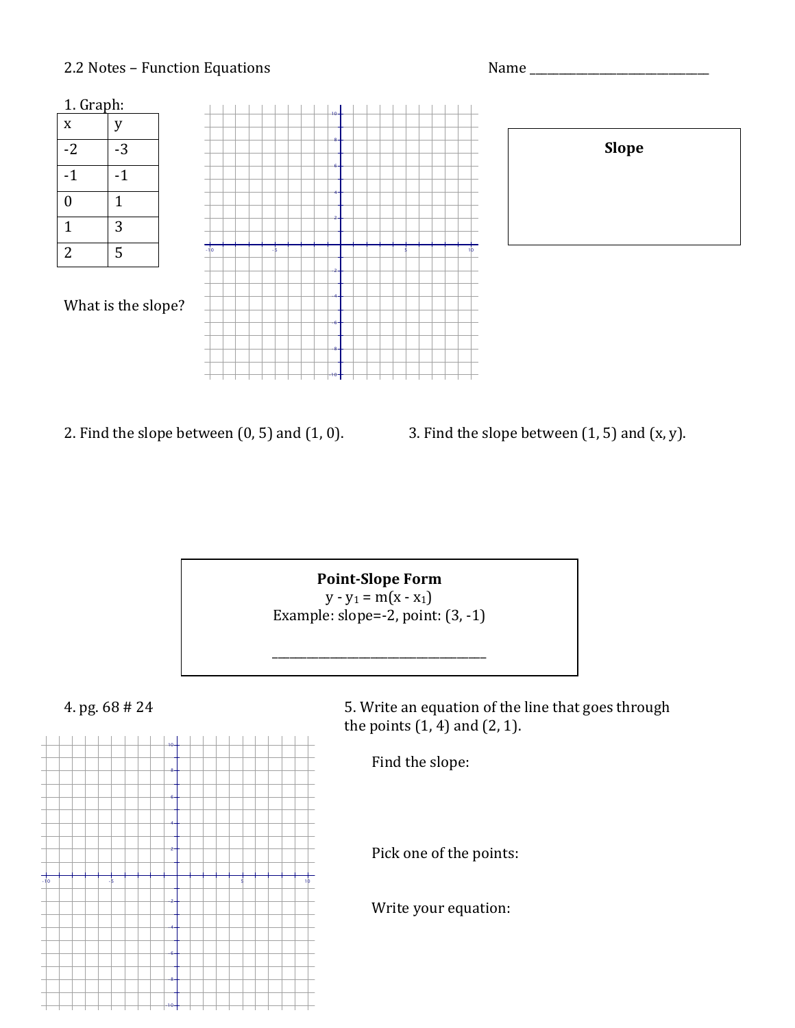2.2 Notes – Function Equations

Name ______________________________

1. Graph:

| x | y |
|---|---|
| -2 | -3 |
| -1 | -1 |
| 0 | 1 |
| 1 | 3 |
| 2 | 5 |

What is the slope?

**Slope**

2. Find the slope between (0, 5) and (1, 0).

3. Find the slope between (1, 5) and (x, y).

**Point-Slope Form**

$y - y_1 = m(x - x_1)$

Example: slope=-2, point: (3, -1)

____________________________________

4. pg. 68 # 24

5. Write an equation of the line that goes through the points (1, 4) and (2, 1).

Find the slope:

Pick one of the points:

Write your equation: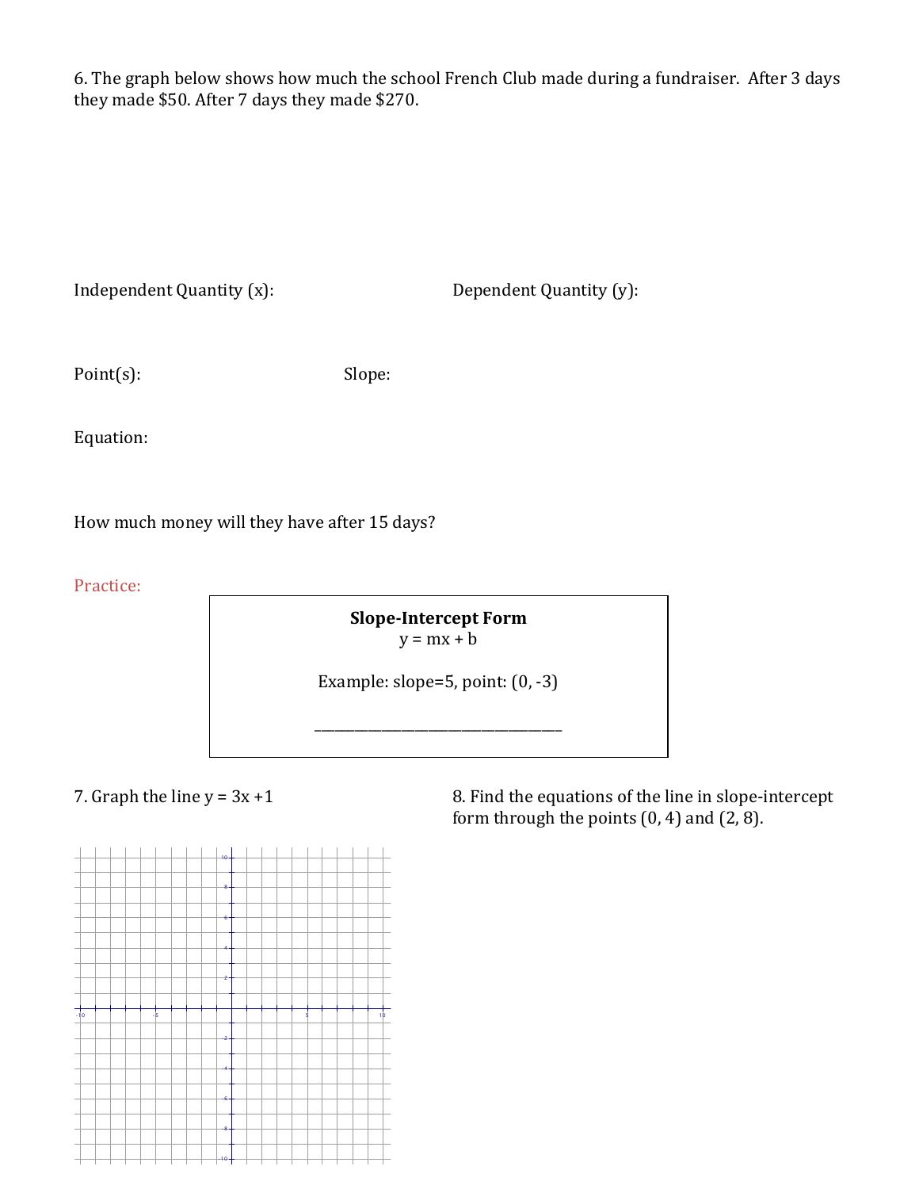6. The graph below shows how much the school French Club made during a fundraiser. After 3 days they made $50. After 7 days they made $270.

Independent Quantity (x):

Dependent Quantity (y):

Point(s):

Slope:

Equation:

How much money will they have after 15 days?

Practice:

> **Slope-Intercept Form**
> $y = mx + b$
>
> Example: slope=5, point: (0, -3)
>
> ___________________________________

7. Graph the line $y = 3x + 1$

8. Find the equations of the line in slope-intercept form through the points (0, 4) and (2, 8).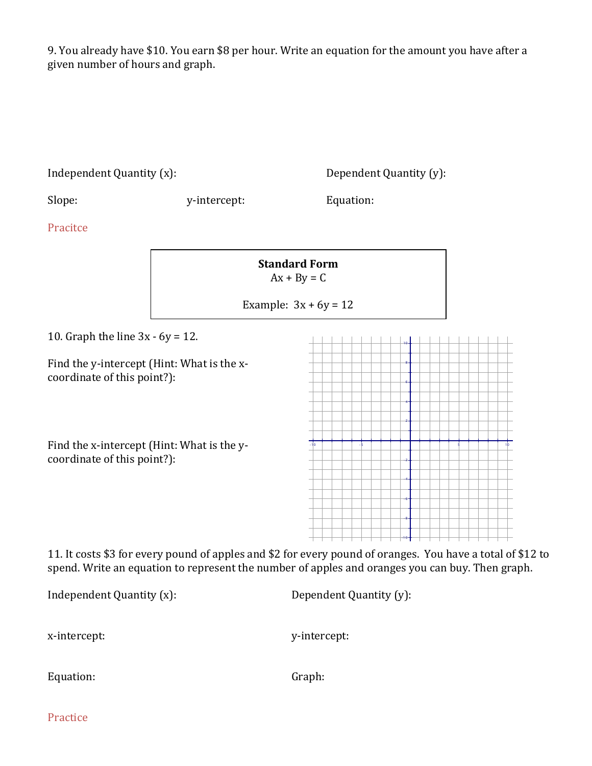9. You already have \$10. You earn \$8 per hour. Write an equation for the amount you have after a given number of hours and graph.

Independent Quantity (x): 

Dependent Quantity (y):

Slope: 

y-intercept: 

Equation:

Pracitce

**Standard Form**

$Ax + By = C$

Example: $3x + 6y = 12$

10. Graph the line $3x - 6y = 12$.

Find the y-intercept (Hint: What is the x-coordinate of this point?):

Find the x-intercept (Hint: What is the y-coordinate of this point?):

11. It costs \$3 for every pound of apples and \$2 for every pound of oranges. You have a total of \$12 to spend. Write an equation to represent the number of apples and oranges you can buy. Then graph.

Independent Quantity (x): 

Dependent Quantity (y):

x-intercept: 

y-intercept:

Equation: 

Graph:

Practice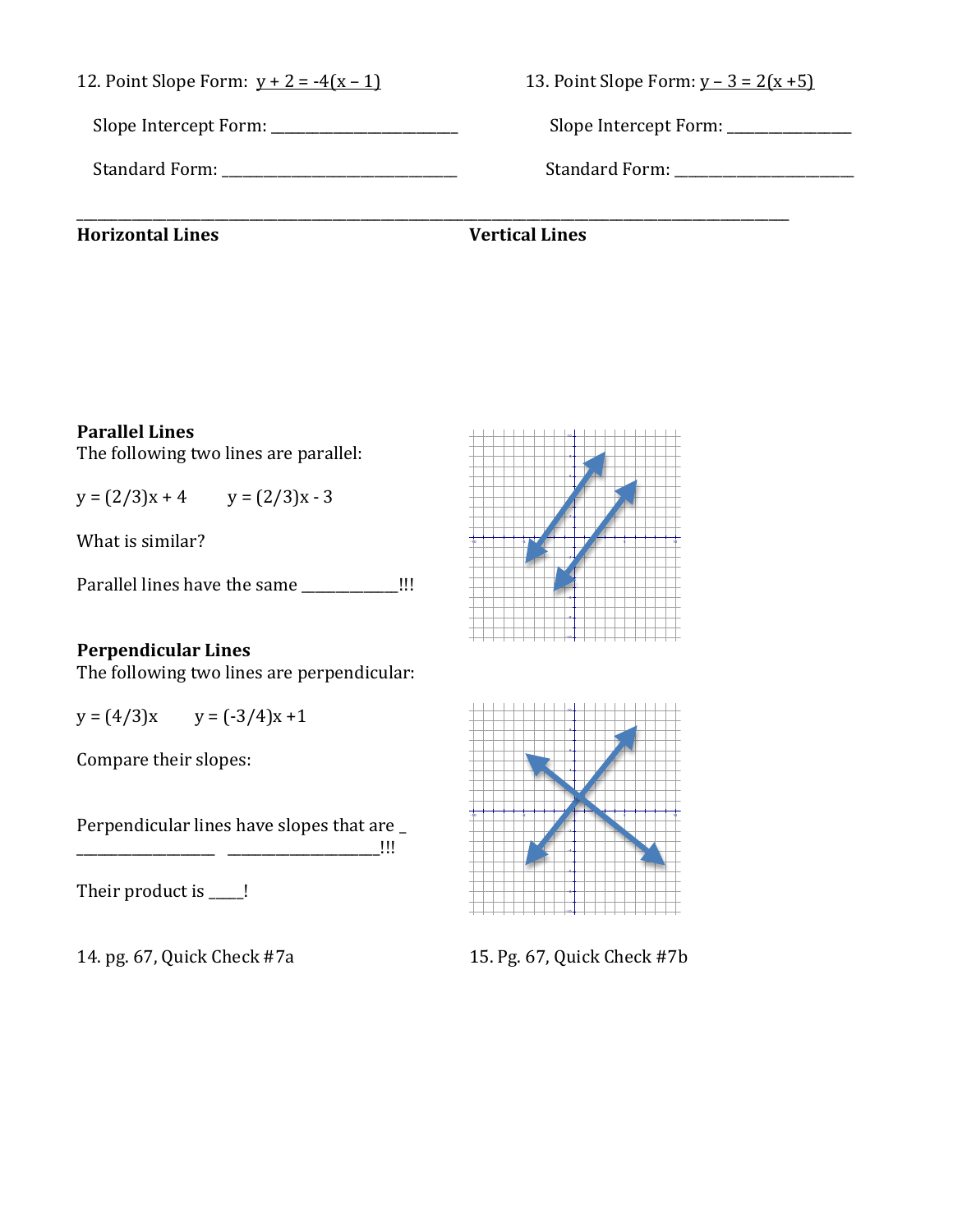12. Point Slope Form: $y + 2 = -4(x - 1)$

Slope Intercept Form: ________________________

Standard Form: ______________________________

13. Point Slope Form: $y - 3 = 2(x + 5)$

Slope Intercept Form: _______________

Standard Form: ______________________

---

**Horizontal Lines**

**Vertical Lines**

**Parallel Lines**

The following two lines are parallel:

$y = (2/3)x + 4$ $y = (2/3)x - 3$

What is similar?

Parallel lines have the same ____________!!!

**Perpendicular Lines**

The following two lines are perpendicular:

$y = (4/3)x$ $y = (-3/4)x + 1$

Compare their slopes:

Perpendicular lines have slopes that are _ _________________ ___________________!!!

Their product is ____!

14. pg. 67, Quick Check #7a

15. Pg. 67, Quick Check #7b